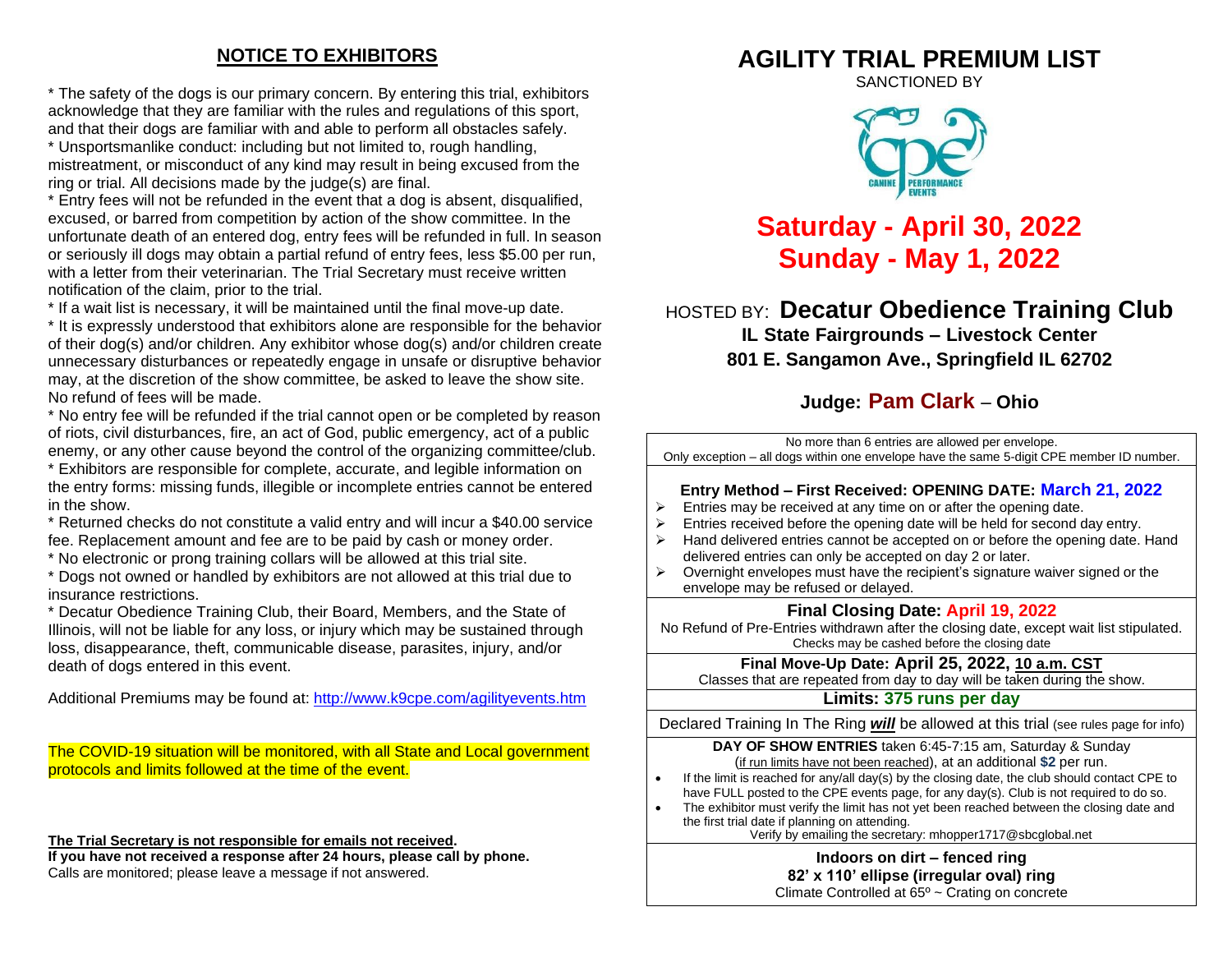## NOTICE TO EXHIBITORS

* The safety of the dogs is our primary concern. By entering this trial, exhibitors acknowledge that they are familiar with the rules and regulations of this sport, and that their dogs are familiar with and able to perform all obstacles safely.
* Unsportsmanlike conduct: including but not limited to, rough handling, mistreatment, or misconduct of any kind may result in being excused from the ring or trial. All decisions made by the judge(s) are final.
* Entry fees will not be refunded in the event that a dog is absent, disqualified, excused, or barred from competition by action of the show committee. In the unfortunate death of an entered dog, entry fees will be refunded in full. In season or seriously ill dogs may obtain a partial refund of entry fees, less $5.00 per run, with a letter from their veterinarian. The Trial Secretary must receive written notification of the claim, prior to the trial.
* If a wait list is necessary, it will be maintained until the final move-up date.
* It is expressly understood that exhibitors alone are responsible for the behavior of their dog(s) and/or children. Any exhibitor whose dog(s) and/or children create unnecessary disturbances or repeatedly engage in unsafe or disruptive behavior may, at the discretion of the show committee, be asked to leave the show site. No refund of fees will be made.
* No entry fee will be refunded if the trial cannot open or be completed by reason of riots, civil disturbances, fire, an act of God, public emergency, act of a public enemy, or any other cause beyond the control of the organizing committee/club.
* Exhibitors are responsible for complete, accurate, and legible information on the entry forms: missing funds, illegible or incomplete entries cannot be entered in the show.
* Returned checks do not constitute a valid entry and will incur a $40.00 service fee. Replacement amount and fee are to be paid by cash or money order.
* No electronic or prong training collars will be allowed at this trial site.
* Dogs not owned or handled by exhibitors are not allowed at this trial due to insurance restrictions.
* Decatur Obedience Training Club, their Board, Members, and the State of Illinois, will not be liable for any loss, or injury which may be sustained through loss, disappearance, theft, communicable disease, parasites, injury, and/or death of dogs entered in this event.

Additional Premiums may be found at: http://www.k9cpe.com/agilityevents.htm

The COVID-19 situation will be monitored, with all State and Local government protocols and limits followed at the time of the event.

**The Trial Secretary is not responsible for emails not received.**
**If you have not received a response after 24 hours, please call by phone.**
Calls are monitored; please leave a message if not answered.

# AGILITY TRIAL PREMIUM LIST

SANCTIONED BY

CPE – CANINE PERFORMANCE EVENTS

## Saturday - April 30, 2022
## Sunday - May 1, 2022

HOSTED BY: **Decatur Obedience Training Club**
**IL State Fairgrounds – Livestock Center**
**801 E. Sangamon Ave., Springfield IL 62702**

**Judge: Pam Clark – Ohio**

No more than 6 entries are allowed per envelope.
Only exception – all dogs within one envelope have the same 5-digit CPE member ID number.

**Entry Method – First Received: OPENING DATE: March 21, 2022**

- Entries may be received at any time on or after the opening date.
- Entries received before the opening date will be held for second day entry.
- Hand delivered entries cannot be accepted on or before the opening date. Hand delivered entries can only be accepted on day 2 or later.
- Overnight envelopes must have the recipient's signature waiver signed or the envelope may be refused or delayed.

**Final Closing Date: April 19, 2022**
No Refund of Pre-Entries withdrawn after the closing date, except wait list stipulated.
Checks may be cashed before the closing date

**Final Move-Up Date: April 25, 2022, 10 a.m. CST**
Classes that are repeated from day to day will be taken during the show.

**Limits: 375 runs per day**

Declared Training In The Ring ***will*** be allowed at this trial (see rules page for info)

**DAY OF SHOW ENTRIES** taken 6:45-7:15 am, Saturday & Sunday
(if run limits have not been reached), at an additional **$2** per run.

- If the limit is reached for any/all day(s) by the closing date, the club should contact CPE to have FULL posted to the CPE events page, for any day(s). Club is not required to do so.
- The exhibitor must verify the limit has not yet been reached between the closing date and the first trial date if planning on attending.

Verify by emailing the secretary: mhopper1717@sbcglobal.net

**Indoors on dirt – fenced ring**
**82' x 110' ellipse (irregular oval) ring**
Climate Controlled at 65º ~ Crating on concrete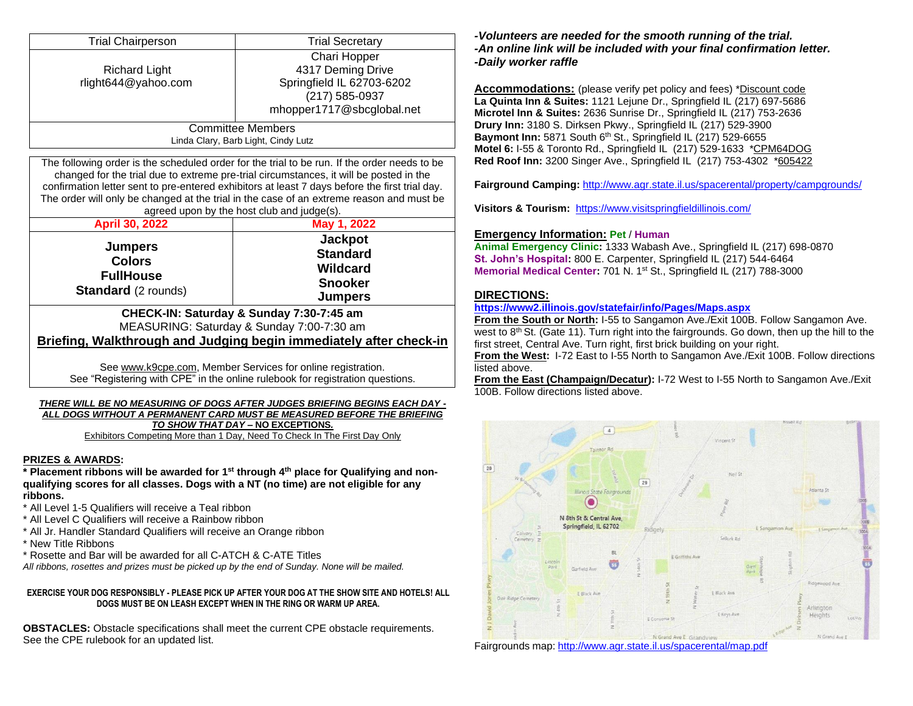| Trial Chairperson | Trial Secretary |
|---|---|
| Richard Light<br>rlight644@yahoo.com | Chari Hopper<br>4317 Deming Drive<br>Springfield IL 62703-6202<br>(217) 585-0937<br>mhopper1717@sbcglobal.net |
| Committee Members<br>Linda Clary, Barb Light, Cindy Lutz | |

The following order is the scheduled order for the trial to be run. If the order needs to be changed for the trial due to extreme pre-trial circumstances, it will be posted in the confirmation letter sent to pre-entered exhibitors at least 7 days before the first trial day. The order will only be changed at the trial in the case of an extreme reason and must be agreed upon by the host club and judge(s).

| April 30, 2022 | May 1, 2022 |
|---|---|
| **Jumpers**<br>**Colors**<br>**FullHouse**<br>**Standard** (2 rounds) | **Jackpot**<br>**Standard**<br>**Wildcard**<br>**Snooker**<br>**Jumpers** |

**CHECK-IN: Saturday & Sunday 7:30-7:45 am**
MEASURING: Saturday & Sunday 7:00-7:30 am
**Briefing, Walkthrough and Judging begin immediately after check-in**

See www.k9cpe.com, Member Services for online registration.
See "Registering with CPE" in the online rulebook for registration questions.

***THERE WILL BE NO MEASURING OF DOGS AFTER JUDGES BRIEFING BEGINS EACH DAY - ALL DOGS WITHOUT A PERMANENT CARD MUST BE MEASURED BEFORE THE BRIEFING TO SHOW THAT DAY – NO EXCEPTIONS.***
Exhibitors Competing More than 1 Day, Need To Check In The First Day Only

## PRIZES & AWARDS:

**\* Placement ribbons will be awarded for 1st through 4th place for Qualifying and non-qualifying scores for all classes. Dogs with a NT (no time) are not eligible for any ribbons.**

* All Level 1-5 Qualifiers will receive a Teal ribbon
* All Level C Qualifiers will receive a Rainbow ribbon
* All Jr. Handler Standard Qualifiers will receive an Orange ribbon
* New Title Ribbons
* Rosette and Bar will be awarded for all C-ATCH & C-ATE Titles

*All ribbons, rosettes and prizes must be picked up by the end of Sunday. None will be mailed.*

**EXERCISE YOUR DOG RESPONSIBLY - PLEASE PICK UP AFTER YOUR DOG AT THE SHOW SITE AND HOTELS! ALL DOGS MUST BE ON LEASH EXCEPT WHEN IN THE RING OR WARM UP AREA.**

**OBSTACLES:** Obstacle specifications shall meet the current CPE obstacle requirements. See the CPE rulebook for an updated list.

***-Volunteers are needed for the smooth running of the trial.***
***-An online link will be included with your final confirmation letter.***
***-Daily worker raffle***

**Accommodations:** (please verify pet policy and fees) *Discount code
**La Quinta Inn & Suites:** 1121 Lejune Dr., Springfield IL (217) 697-5686
**Microtel Inn & Suites:** 2636 Sunrise Dr., Springfield IL (217) 753-2636
**Drury Inn:** 3180 S. Dirksen Pkwy., Springfield IL (217) 529-3900
**Baymont Inn:** 5871 South 6th St., Springfield IL (217) 529-6655
**Motel 6:** I-55 & Toronto Rd., Springfield IL (217) 529-1633 *CPM64DOG
**Red Roof Inn:** 3200 Singer Ave., Springfield IL (217) 753-4302 *605422

**Fairground Camping:** http://www.agr.state.il.us/spacerental/property/campgrounds/

**Visitors & Tourism:** https://www.visitspringfieldillinois.com/

**Emergency Information: Pet / Human**
**Animal Emergency Clinic:** 1333 Wabash Ave., Springfield IL (217) 698-0870
**St. John's Hospital:** 800 E. Carpenter, Springfield IL (217) 544-6464
**Memorial Medical Center:** 701 N. 1st St., Springfield IL (217) 788-3000

**DIRECTIONS:**
**https://www2.illinois.gov/statefair/info/Pages/Maps.aspx**
**From the South or North:** I-55 to Sangamon Ave./Exit 100B. Follow Sangamon Ave. west to 8th St. (Gate 11). Turn right into the fairgrounds. Go down, then up the hill to the first street, Central Ave. Turn right, first brick building on your right.
**From the West:** I-72 East to I-55 North to Sangamon Ave./Exit 100B. Follow directions listed above.
**From the East (Champaign/Decatur):** I-72 West to I-55 North to Sangamon Ave./Exit 100B. Follow directions listed above.

Fairgrounds map: http://www.agr.state.il.us/spacerental/map.pdf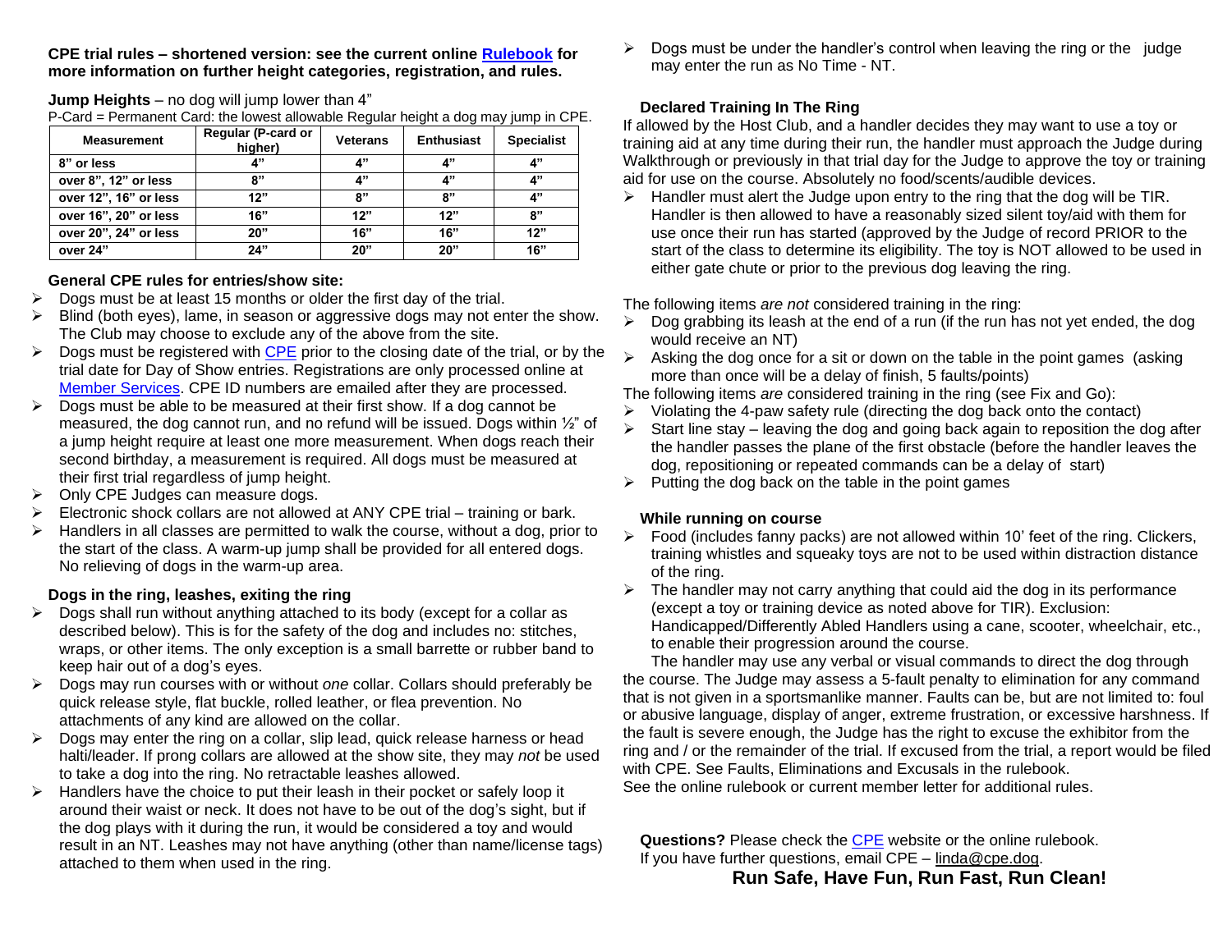**CPE trial rules – shortened version: see the current online Rulebook for more information on further height categories, registration, and rules.**

**Jump Heights** – no dog will jump lower than 4"

P-Card = Permanent Card: the lowest allowable Regular height a dog may jump in CPE.

| Measurement | Regular (P-card or higher) | Veterans | Enthusiast | Specialist |
|---|---|---|---|---|
| 8" or less | 4" | 4" | 4" | 4" |
| over 8", 12" or less | 8" | 4" | 4" | 4" |
| over 12", 16" or less | 12" | 8" | 8" | 4" |
| over 16", 20" or less | 16" | 12" | 12" | 8" |
| over 20", 24" or less | 20" | 16" | 16" | 12" |
| over 24" | 24" | 20" | 20" | 16" |

**General CPE rules for entries/show site:**

- Dogs must be at least 15 months or older the first day of the trial.
- Blind (both eyes), lame, in season or aggressive dogs may not enter the show. The Club may choose to exclude any of the above from the site.
- Dogs must be registered with CPE prior to the closing date of the trial, or by the trial date for Day of Show entries. Registrations are only processed online at Member Services. CPE ID numbers are emailed after they are processed.
- Dogs must be able to be measured at their first show. If a dog cannot be measured, the dog cannot run, and no refund will be issued. Dogs within ½" of a jump height require at least one more measurement. When dogs reach their second birthday, a measurement is required. All dogs must be measured at their first trial regardless of jump height.
- Only CPE Judges can measure dogs.
- Electronic shock collars are not allowed at ANY CPE trial – training or bark.
- Handlers in all classes are permitted to walk the course, without a dog, prior to the start of the class. A warm-up jump shall be provided for all entered dogs. No relieving of dogs in the warm-up area.

**Dogs in the ring, leashes, exiting the ring**

- Dogs shall run without anything attached to its body (except for a collar as described below). This is for the safety of the dog and includes no: stitches, wraps, or other items. The only exception is a small barrette or rubber band to keep hair out of a dog's eyes.
- Dogs may run courses with or without *one* collar. Collars should preferably be quick release style, flat buckle, rolled leather, or flea prevention. No attachments of any kind are allowed on the collar.
- Dogs may enter the ring on a collar, slip lead, quick release harness or head halti/leader. If prong collars are allowed at the show site, they may *not* be used to take a dog into the ring. No retractable leashes allowed.
- Handlers have the choice to put their leash in their pocket or safely loop it around their waist or neck. It does not have to be out of the dog's sight, but if the dog plays with it during the run, it would be considered a toy and would result in an NT. Leashes may not have anything (other than name/license tags) attached to them when used in the ring.
- Dogs must be under the handler's control when leaving the ring or the judge may enter the run as No Time - NT.

**Declared Training In The Ring**

If allowed by the Host Club, and a handler decides they may want to use a toy or training aid at any time during their run, the handler must approach the Judge during Walkthrough or previously in that trial day for the Judge to approve the toy or training aid for use on the course. Absolutely no food/scents/audible devices.

- Handler must alert the Judge upon entry to the ring that the dog will be TIR. Handler is then allowed to have a reasonably sized silent toy/aid with them for use once their run has started (approved by the Judge of record PRIOR to the start of the class to determine its eligibility. The toy is NOT allowed to be used in either gate chute or prior to the previous dog leaving the ring.

The following items *are not* considered training in the ring:

- Dog grabbing its leash at the end of a run (if the run has not yet ended, the dog would receive an NT)
- Asking the dog once for a sit or down on the table in the point games (asking more than once will be a delay of finish, 5 faults/points)

The following items *are* considered training in the ring (see Fix and Go):

- Violating the 4-paw safety rule (directing the dog back onto the contact)
- Start line stay – leaving the dog and going back again to reposition the dog after the handler passes the plane of the first obstacle (before the handler leaves the dog, repositioning or repeated commands can be a delay of start)
- Putting the dog back on the table in the point games

**While running on course**

- Food (includes fanny packs) are not allowed within 10' feet of the ring. Clickers, training whistles and squeaky toys are not to be used within distraction distance of the ring.
- The handler may not carry anything that could aid the dog in its performance (except a toy or training device as noted above for TIR). Exclusion: Handicapped/Differently Abled Handlers using a cane, scooter, wheelchair, etc., to enable their progression around the course.

The handler may use any verbal or visual commands to direct the dog through the course. The Judge may assess a 5-fault penalty to elimination for any command that is not given in a sportsmanlike manner. Faults can be, but are not limited to: foul or abusive language, display of anger, extreme frustration, or excessive harshness. If the fault is severe enough, the Judge has the right to excuse the exhibitor from the ring and / or the remainder of the trial. If excused from the trial, a report would be filed with CPE. See Faults, Eliminations and Excusals in the rulebook.

See the online rulebook or current member letter for additional rules.

**Questions?** Please check the CPE website or the online rulebook.
If you have further questions, email CPE – linda@cpe.dog.

**Run Safe, Have Fun, Run Fast, Run Clean!**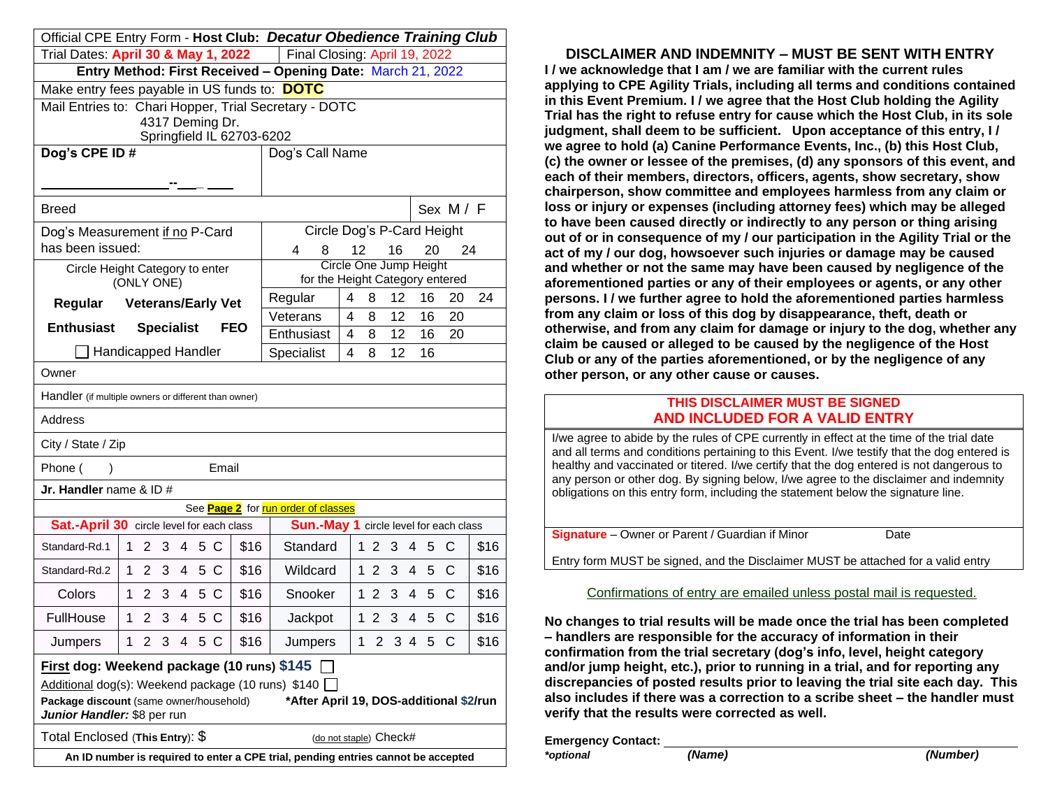Official CPE Entry Form - **Host Club:** ***Decatur Obedience Training Club***

Trial Dates: **April 30 & May 1, 2022** | Final Closing: April 19, 2022

**Entry Method: First Received – Opening Date:** March 21, 2022

Make entry fees payable in US funds to: **DOTC**

Mail Entries to: Chari Hopper, Trial Secretary - DOTC
4317 Deming Dr.
Springfield IL 62703-6202

| | |
|---|---|
| **Dog's CPE ID #** ________________--__ __ | Dog's Call Name |
| Breed | Sex M / F |
| Dog's Measurement if no P-Card has been issued: | Circle Dog's P-Card Height: 4 8 12 16 20 24 |

| Circle Height Category to enter (ONLY ONE) | Circle One Jump Height for the Height Category entered | | | | | | |
|---|---|---|---|---|---|---|---|
| **Regular** **Veterans/Early Vet** | Regular | 4 | 8 | 12 | 16 | 20 | 24 |
| **Enthusiast** **Specialist** **FEO** | Veterans | 4 | 8 | 12 | 16 | 20 | |
| ☐ Handicapped Handler | Enthusiast | 4 | 8 | 12 | 16 | 20 | |
| | Specialist | 4 | 8 | 12 | 16 | | |

Owner

Handler (if multiple owners or different than owner)

Address

City / State / Zip

Phone ( ) Email

**Jr. Handler** name & ID #

See **Page 2** for run order of classes

| **Sat.-April 30** circle level for each class | | | **Sun.-May 1** circle level for each class | | |
|---|---|---|---|---|---|
| Standard-Rd.1 | 1 2 3 4 5 C | $16 | Standard | 1 2 3 4 5 C | $16 |
| Standard-Rd.2 | 1 2 3 4 5 C | $16 | Wildcard | 1 2 3 4 5 C | $16 |
| Colors | 1 2 3 4 5 C | $16 | Snooker | 1 2 3 4 5 C | $16 |
| FullHouse | 1 2 3 4 5 C | $16 | Jackpot | 1 2 3 4 5 C | $16 |
| Jumpers | 1 2 3 4 5 C | $16 | Jumpers | 1 2 3 4 5 C | $16 |

**First dog: Weekend package (10 runs) $145** ☐

Additional dog(s): Weekend package (10 runs) $140 ☐

**Package discount** (same owner/household) **\*After April 19, DOS-additional $2/run**

***Junior Handler:*** $8 per run

Total Enclosed (**This Entry**): $ (do not staple) Check#

**An ID number is required to enter a CPE trial, pending entries cannot be accepted**

## DISCLAIMER AND INDEMNITY – MUST BE SENT WITH ENTRY

**I / we acknowledge that I am / we are familiar with the current rules applying to CPE Agility Trials, including all terms and conditions contained in this Event Premium. I / we agree that the Host Club holding the Agility Trial has the right to refuse entry for cause which the Host Club, in its sole judgment, shall deem to be sufficient. Upon acceptance of this entry, I / we agree to hold (a) Canine Performance Events, Inc., (b) this Host Club, (c) the owner or lessee of the premises, (d) any sponsors of this event, and each of their members, directors, officers, agents, show secretary, show chairperson, show committee and employees harmless from any claim or loss or injury or expenses (including attorney fees) which may be alleged to have been caused directly or indirectly to any person or thing arising out of or in consequence of my / our participation in the Agility Trial or the act of my / our dog, howsoever such injuries or damage may be caused and whether or not the same may have been caused by negligence of the aforementioned parties or any of their employees or agents, or any other persons. I / we further agree to hold the aforementioned parties harmless from any claim or loss of this dog by disappearance, theft, death or otherwise, and from any claim for damage or injury to the dog, whether any claim be caused or alleged to be caused by the negligence of the Host Club or any of the parties aforementioned, or by the negligence of any other person, or any other cause or causes.**

**THIS DISCLAIMER MUST BE SIGNED AND INCLUDED FOR A VALID ENTRY**

I/we agree to abide by the rules of CPE currently in effect at the time of the trial date and all terms and conditions pertaining to this Event. I/we testify that the dog entered is healthy and vaccinated or titered. I/we certify that the dog entered is not dangerous to any person or other dog. By signing below, I/we agree to the disclaimer and indemnity obligations on this entry form, including the statement below the signature line.

**Signature** – Owner or Parent / Guardian if Minor Date

Entry form MUST be signed, and the Disclaimer MUST be attached for a valid entry

Confirmations of entry are emailed unless postal mail is requested.

**No changes to trial results will be made once the trial has been completed – handlers are responsible for the accuracy of information in their confirmation from the trial secretary (dog's info, level, height category and/or jump height, etc.), prior to running in a trial, and for reporting any discrepancies of posted results prior to leaving the trial site each day. This also includes if there was a correction to a scribe sheet – the handler must verify that the results were corrected as well.**

**Emergency Contact:** ______________________________
***\*optional*** ***(Name)*** ***(Number)***